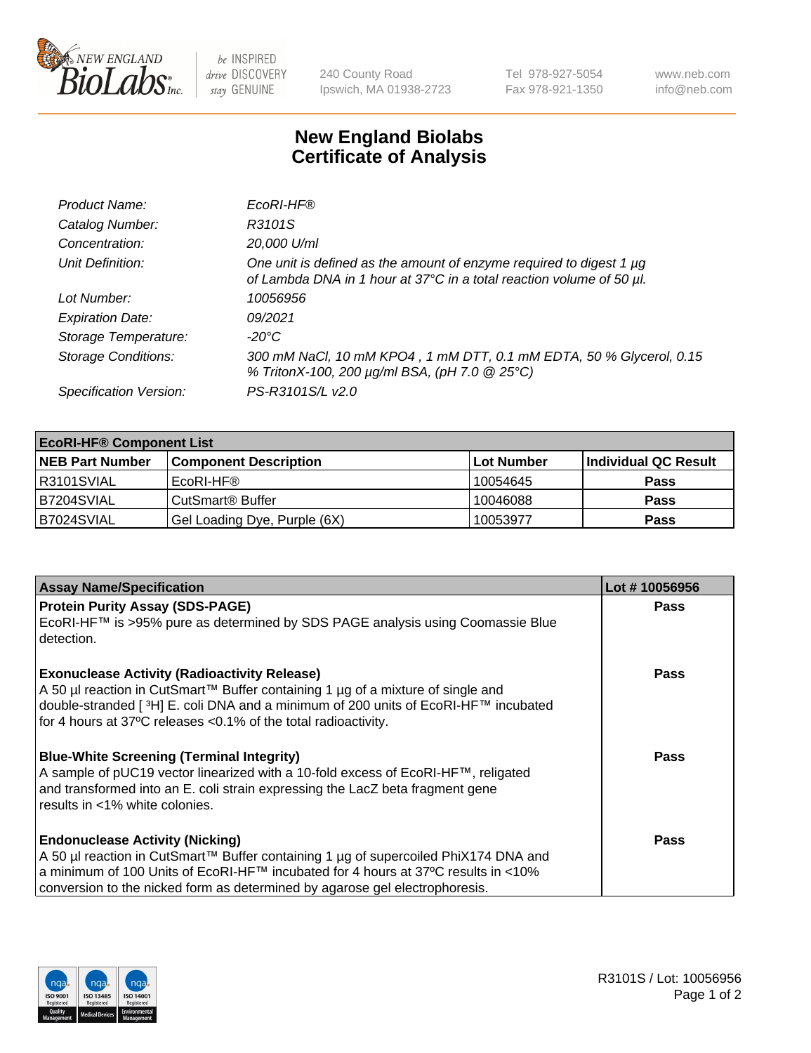# New England Biolabs Certificate of Analysis

| | |
|---|---|
| *Product Name:* | *EcoRI-HF®* |
| *Catalog Number:* | *R3101S* |
| *Concentration:* | *20,000 U/ml* |
| *Unit Definition:* | *One unit is defined as the amount of enzyme required to digest 1 µg of Lambda DNA in 1 hour at 37°C in a total reaction volume of 50 µl.* |
| *Lot Number:* | *10056956* |
| *Expiration Date:* | *09/2021* |
| *Storage Temperature:* | *-20°C* |
| *Storage Conditions:* | *300 mM NaCl, 10 mM KPO4 , 1 mM DTT, 0.1 mM EDTA, 50 % Glycerol, 0.15 % TritonX-100, 200 µg/ml BSA, (pH 7.0 @ 25°C)* |
| *Specification Version:* | *PS-R3101S/L v2.0* |

| **EcoRI-HF® Component List** | | | |
|---|---|---|---|
| **NEB Part Number** | **Component Description** | **Lot Number** | **Individual QC Result** |
| R3101SVIAL | EcoRI-HF® | 10054645 | **Pass** |
| B7204SVIAL | CutSmart® Buffer | 10046088 | **Pass** |
| B7024SVIAL | Gel Loading Dye, Purple (6X) | 10053977 | **Pass** |

| **Assay Name/Specification** | **Lot # 10056956** |
|---|---|
| **Protein Purity Assay (SDS-PAGE)**<br>EcoRI-HF™ is >95% pure as determined by SDS PAGE analysis using Coomassie Blue detection. | **Pass** |
| **Exonuclease Activity (Radioactivity Release)**<br>A 50 µl reaction in CutSmart™ Buffer containing 1 µg of a mixture of single and double-stranded [ $^3$H] E. coli DNA and a minimum of 200 units of EcoRI-HF™ incubated for 4 hours at 37ºC releases <0.1% of the total radioactivity. | **Pass** |
| **Blue-White Screening (Terminal Integrity)**<br>A sample of pUC19 vector linearized with a 10-fold excess of EcoRI-HF™, religated and transformed into an E. coli strain expressing the LacZ beta fragment gene results in <1% white colonies. | **Pass** |
| **Endonuclease Activity (Nicking)**<br>A 50 µl reaction in CutSmart™ Buffer containing 1 µg of supercoiled PhiX174 DNA and a minimum of 100 Units of EcoRI-HF™ incubated for 4 hours at 37ºC results in <10% conversion to the nicked form as determined by agarose gel electrophoresis. | **Pass** |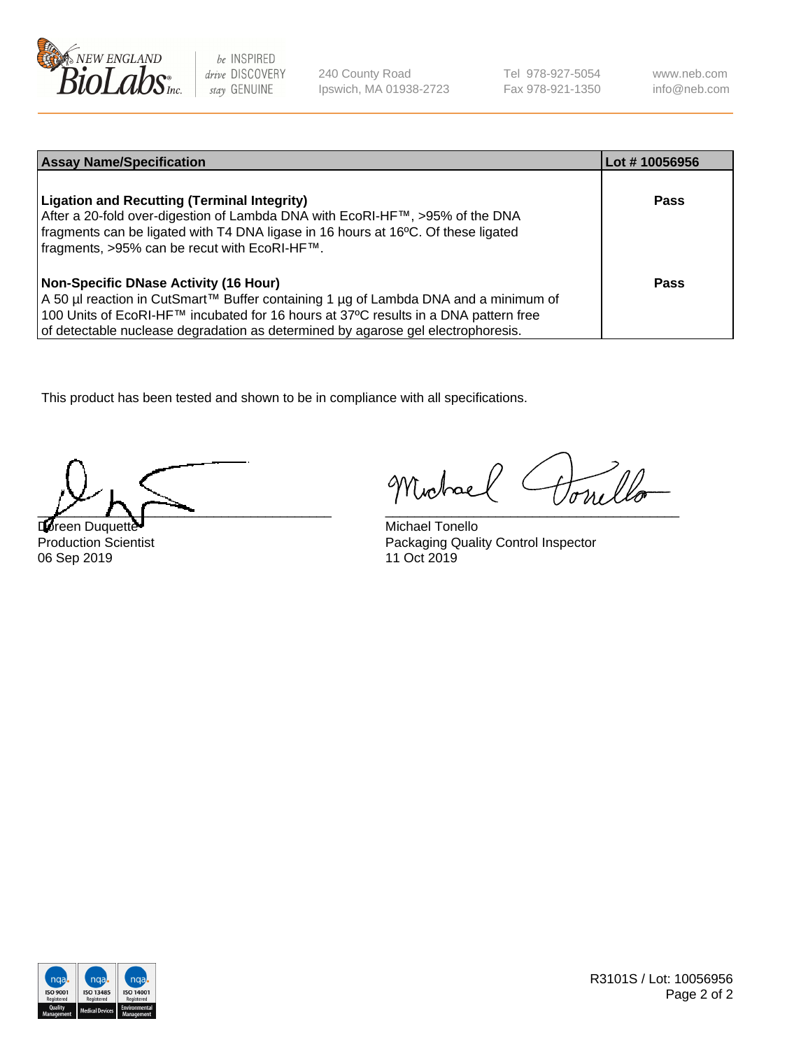| Assay Name/Specification | Lot # 10056956 |
|---|---|
| **Ligation and Recutting (Terminal Integrity)**<br>After a 20-fold over-digestion of Lambda DNA with EcoRI-HF™, >95% of the DNA fragments can be ligated with T4 DNA ligase in 16 hours at 16ºC. Of these ligated fragments, >95% can be recut with EcoRI-HF™. | **Pass** |
| **Non-Specific DNase Activity (16 Hour)**<br>A 50 µl reaction in CutSmart™ Buffer containing 1 µg of Lambda DNA and a minimum of 100 Units of EcoRI-HF™ incubated for 16 hours at 37ºC results in a DNA pattern free of detectable nuclease degradation as determined by agarose gel electrophoresis. | **Pass** |

This product has been tested and shown to be in compliance with all specifications.

Doreen Duquette
Production Scientist
06 Sep 2019

Michael Tonello
Packaging Quality Control Inspector
11 Oct 2019

R3101S / Lot: 10056956